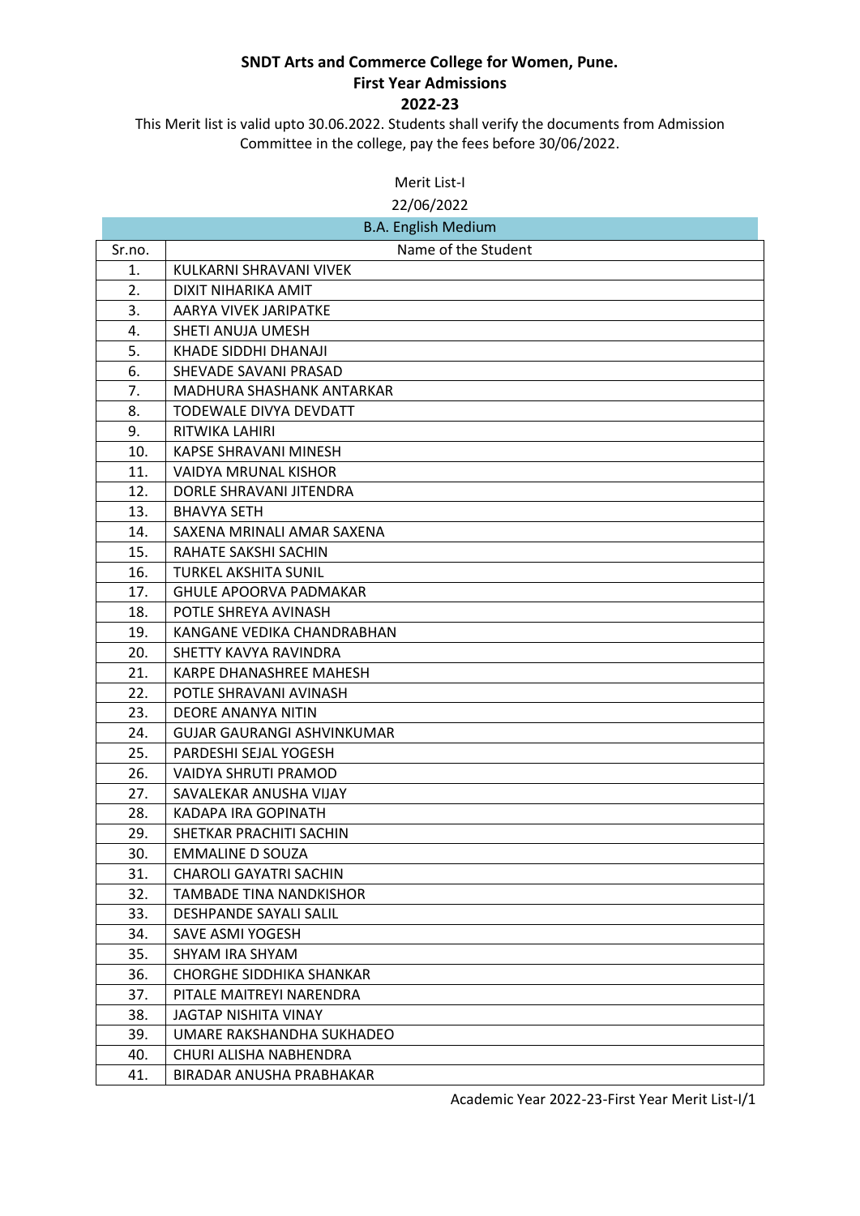**SNDT Arts and Commerce College for Women, Pune.**
**First Year Admissions**
**2022-23**

This Merit list is valid upto 30.06.2022. Students shall verify the documents from Admission Committee in the college, pay the fees before 30/06/2022.

Merit List-I
22/06/2022

| B.A. English Medium | |
|---|---|
| Sr.no. | Name of the Student |
| 1. | KULKARNI SHRAVANI VIVEK |
| 2. | DIXIT NIHARIKA AMIT |
| 3. | AARYA VIVEK JARIPATKE |
| 4. | SHETI ANUJA UMESH |
| 5. | KHADE SIDDHI DHANAJI |
| 6. | SHEVADE SAVANI PRASAD |
| 7. | MADHURA SHASHANK ANTARKAR |
| 8. | TODEWALE DIVYA DEVDATT |
| 9. | RITWIKA LAHIRI |
| 10. | KAPSE SHRAVANI MINESH |
| 11. | VAIDYA MRUNAL KISHOR |
| 12. | DORLE SHRAVANI JITENDRA |
| 13. | BHAVYA SETH |
| 14. | SAXENA MRINALI AMAR SAXENA |
| 15. | RAHATE SAKSHI SACHIN |
| 16. | TURKEL AKSHITA SUNIL |
| 17. | GHULE APOORVA PADMAKAR |
| 18. | POTLE SHREYA AVINASH |
| 19. | KANGANE VEDIKA CHANDRABHAN |
| 20. | SHETTY KAVYA RAVINDRA |
| 21. | KARPE DHANASHREE MAHESH |
| 22. | POTLE SHRAVANI AVINASH |
| 23. | DEORE ANANYA NITIN |
| 24. | GUJAR GAURANGI ASHVINKUMAR |
| 25. | PARDESHI SEJAL YOGESH |
| 26. | VAIDYA SHRUTI PRAMOD |
| 27. | SAVALEKAR ANUSHA VIJAY |
| 28. | KADAPA IRA GOPINATH |
| 29. | SHETKAR PRACHITI SACHIN |
| 30. | EMMALINE D SOUZA |
| 31. | CHAROLI GAYATRI SACHIN |
| 32. | TAMBADE TINA NANDKISHOR |
| 33. | DESHPANDE SAYALI SALIL |
| 34. | SAVE ASMI YOGESH |
| 35. | SHYAM IRA SHYAM |
| 36. | CHORGHE SIDDHIKA SHANKAR |
| 37. | PITALE MAITREYI NARENDRA |
| 38. | JAGTAP NISHITA VINAY |
| 39. | UMARE RAKSHANDHA SUKHADEO |
| 40. | CHURI ALISHA NABHENDRA |
| 41. | BIRADAR ANUSHA PRABHAKAR |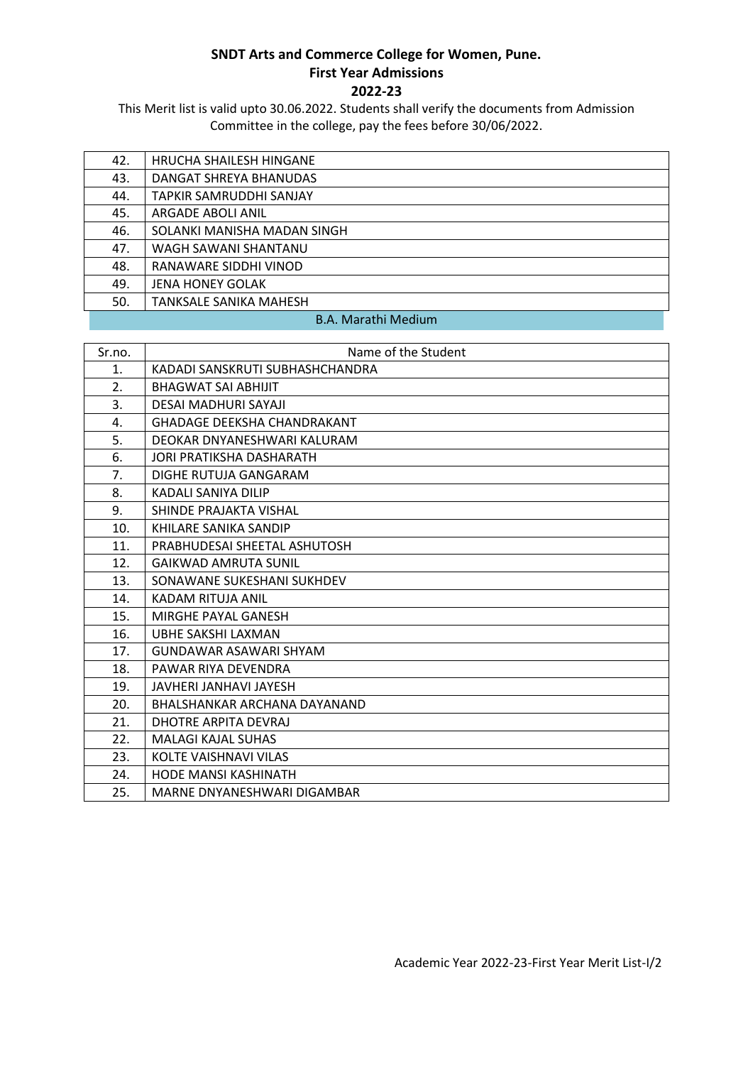**SNDT Arts and Commerce College for Women, Pune.**
**First Year Admissions**
**2022-23**

This Merit list is valid upto 30.06.2022. Students shall verify the documents from Admission Committee in the college, pay the fees before 30/06/2022.

| | |
|---|---|
| 42. | HRUCHA SHAILESH HINGANE |
| 43. | DANGAT SHREYA BHANUDAS |
| 44. | TAPKIR SAMRUDDHI SANJAY |
| 45. | ARGADE ABOLI ANIL |
| 46. | SOLANKI MANISHA MADAN SINGH |
| 47. | WAGH SAWANI SHANTANU |
| 48. | RANAWARE SIDDHI VINOD |
| 49. | JENA HONEY GOLAK |
| 50. | TANKSALE SANIKA MAHESH |

## B.A. Marathi Medium

| Sr.no. | Name of the Student |
|---|---|
| 1. | KADADI SANSKRUTI SUBHASHCHANDRA |
| 2. | BHAGWAT SAI ABHIJIT |
| 3. | DESAI MADHURI SAYAJI |
| 4. | GHADAGE DEEKSHA CHANDRAKANT |
| 5. | DEOKAR DNYANESHWARI KALURAM |
| 6. | JORI PRATIKSHA DASHARATH |
| 7. | DIGHE RUTUJA GANGARAM |
| 8. | KADALI SANIYA DILIP |
| 9. | SHINDE PRAJAKTA VISHAL |
| 10. | KHILARE SANIKA SANDIP |
| 11. | PRABHUDESAI SHEETAL ASHUTOSH |
| 12. | GAIKWAD AMRUTA SUNIL |
| 13. | SONAWANE SUKESHANI SUKHDEV |
| 14. | KADAM RITUJA ANIL |
| 15. | MIRGHE PAYAL GANESH |
| 16. | UBHE SAKSHI LAXMAN |
| 17. | GUNDAWAR ASAWARI SHYAM |
| 18. | PAWAR RIYA DEVENDRA |
| 19. | JAVHERI JANHAVI JAYESH |
| 20. | BHALSHANKAR ARCHANA DAYANAND |
| 21. | DHOTRE ARPITA DEVRAJ |
| 22. | MALAGI KAJAL SUHAS |
| 23. | KOLTE VAISHNAVI VILAS |
| 24. | HODE MANSI KASHINATH |
| 25. | MARNE DNYANESHWARI DIGAMBAR |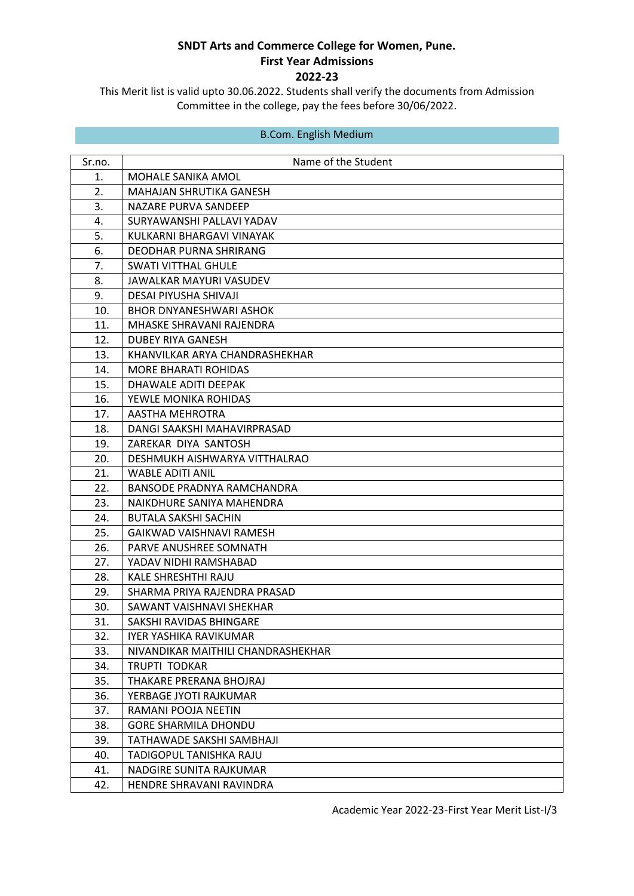**SNDT Arts and Commerce College for Women, Pune.**
**First Year Admissions**
**2022-23**

This Merit list is valid upto 30.06.2022. Students shall verify the documents from Admission Committee in the college, pay the fees before 30/06/2022.

## B.Com. English Medium

| Sr.no. | Name of the Student |
|---|---|
| 1. | MOHALE SANIKA AMOL |
| 2. | MAHAJAN SHRUTIKA GANESH |
| 3. | NAZARE PURVA SANDEEP |
| 4. | SURYAWANSHI PALLAVI YADAV |
| 5. | KULKARNI BHARGAVI VINAYAK |
| 6. | DEODHAR PURNA SHRIRANG |
| 7. | SWATI VITTHAL GHULE |
| 8. | JAWALKAR MAYURI VASUDEV |
| 9. | DESAI PIYUSHA SHIVAJI |
| 10. | BHOR DNYANESHWARI ASHOK |
| 11. | MHASKE SHRAVANI RAJENDRA |
| 12. | DUBEY RIYA GANESH |
| 13. | KHANVILKAR ARYA CHANDRASHEKHAR |
| 14. | MORE BHARATI ROHIDAS |
| 15. | DHAWALE ADITI DEEPAK |
| 16. | YEWLE MONIKA ROHIDAS |
| 17. | AASTHA MEHROTRA |
| 18. | DANGI SAAKSHI MAHAVIRPRASAD |
| 19. | ZAREKAR DIYA SANTOSH |
| 20. | DESHMUKH AISHWARYA VITTHALRAO |
| 21. | WABLE ADITI ANIL |
| 22. | BANSODE PRADNYA RAMCHANDRA |
| 23. | NAIKDHURE SANIYA MAHENDRA |
| 24. | BUTALA SAKSHI SACHIN |
| 25. | GAIKWAD VAISHNAVI RAMESH |
| 26. | PARVE ANUSHREE SOMNATH |
| 27. | YADAV NIDHI RAMSHABAD |
| 28. | KALE SHRESHTHI RAJU |
| 29. | SHARMA PRIYA RAJENDRA PRASAD |
| 30. | SAWANT VAISHNAVI SHEKHAR |
| 31. | SAKSHI RAVIDAS BHINGARE |
| 32. | IYER YASHIKA RAVIKUMAR |
| 33. | NIVANDIKAR MAITHILI CHANDRASHEKHAR |
| 34. | TRUPTI TODKAR |
| 35. | THAKARE PRERANA BHOJRAJ |
| 36. | YERBAGE JYOTI RAJKUMAR |
| 37. | RAMANI POOJA NEETIN |
| 38. | GORE SHARMILA DHONDU |
| 39. | TATHAWADE SAKSHI SAMBHAJI |
| 40. | TADIGOPUL TANISHKA RAJU |
| 41. | NADGIRE SUNITA RAJKUMAR |
| 42. | HENDRE SHRAVANI RAVINDRA |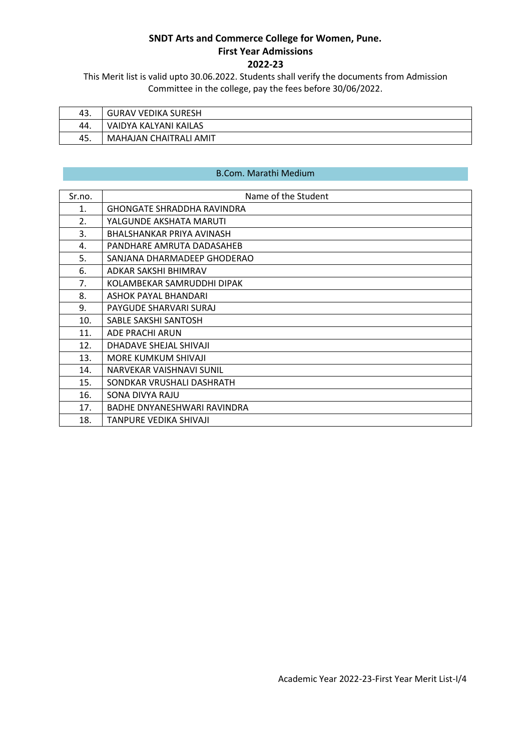**SNDT Arts and Commerce College for Women, Pune.**
**First Year Admissions**
**2022-23**

This Merit list is valid upto 30.06.2022. Students shall verify the documents from Admission Committee in the college, pay the fees before 30/06/2022.

| | |
|---|---|
| 43. | GURAV VEDIKA SURESH |
| 44. | VAIDYA KALYANI KAILAS |
| 45. | MAHAJAN CHAITRALI AMIT |

## B.Com. Marathi Medium

| Sr.no. | Name of the Student |
|---|---|
| 1. | GHONGATE SHRADDHA RAVINDRA |
| 2. | YALGUNDE AKSHATA MARUTI |
| 3. | BHALSHANKAR PRIYA AVINASH |
| 4. | PANDHARE AMRUTA DADASAHEB |
| 5. | SANJANA DHARMADEEP GHODERAO |
| 6. | ADKAR SAKSHI BHIMRAV |
| 7. | KOLAMBEKAR SAMRUDDHI DIPAK |
| 8. | ASHOK PAYAL BHANDARI |
| 9. | PAYGUDE SHARVARI SURAJ |
| 10. | SABLE SAKSHI SANTOSH |
| 11. | ADE PRACHI ARUN |
| 12. | DHADAVE SHEJAL SHIVAJI |
| 13. | MORE KUMKUM SHIVAJI |
| 14. | NARVEKAR VAISHNAVI SUNIL |
| 15. | SONDKAR VRUSHALI DASHRATH |
| 16. | SONA DIVYA RAJU |
| 17. | BADHE DNYANESHWARI RAVINDRA |
| 18. | TANPURE VEDIKA SHIVAJI |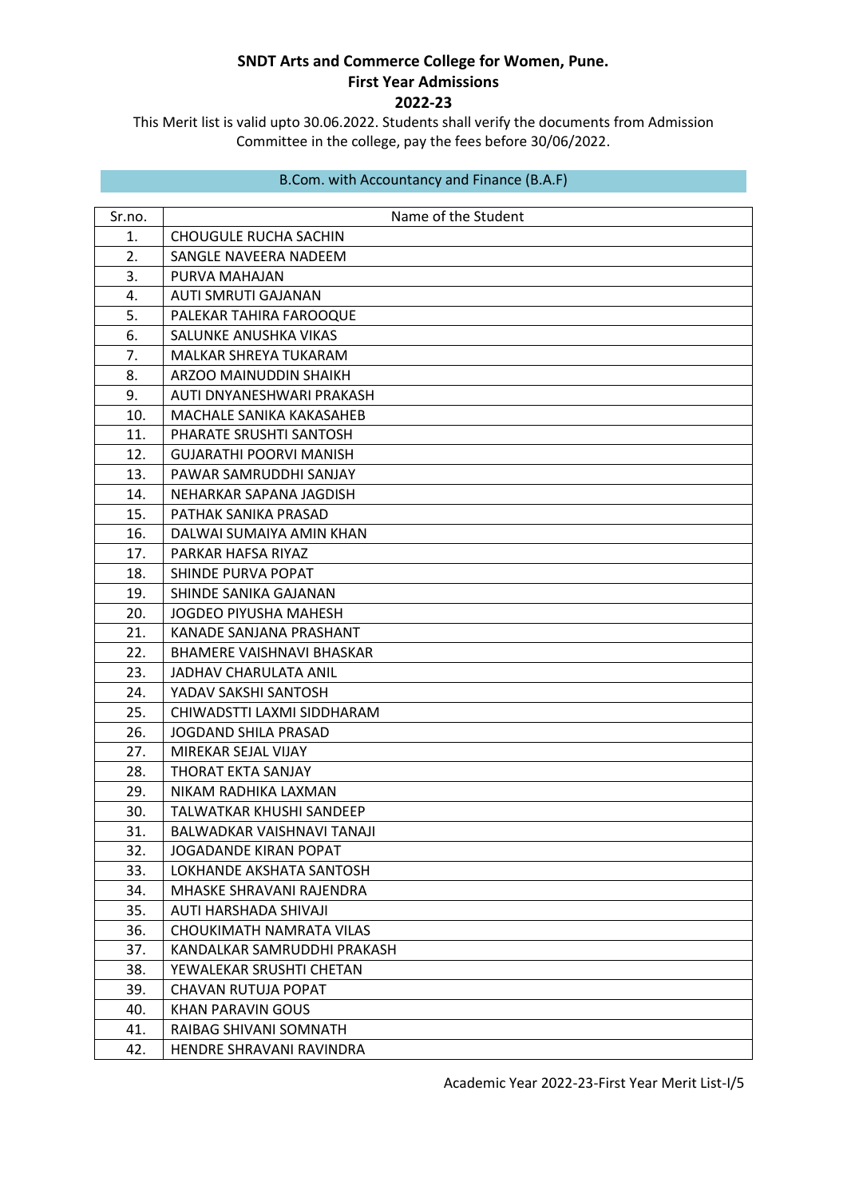**SNDT Arts and Commerce College for Women, Pune.**
**First Year Admissions**
**2022-23**

This Merit list is valid upto 30.06.2022. Students shall verify the documents from Admission Committee in the college, pay the fees before 30/06/2022.

## B.Com. with Accountancy and Finance (B.A.F)

| Sr.no. | Name of the Student |
|---|---|
| 1. | CHOUGULE RUCHA SACHIN |
| 2. | SANGLE NAVEERA NADEEM |
| 3. | PURVA MAHAJAN |
| 4. | AUTI SMRUTI GAJANAN |
| 5. | PALEKAR TAHIRA FAROOQUE |
| 6. | SALUNKE ANUSHKA VIKAS |
| 7. | MALKAR SHREYA TUKARAM |
| 8. | ARZOO MAINUDDIN SHAIKH |
| 9. | AUTI DNYANESHWARI PRAKASH |
| 10. | MACHALE SANIKA KAKASAHEB |
| 11. | PHARATE SRUSHTI SANTOSH |
| 12. | GUJARATHI POORVI MANISH |
| 13. | PAWAR SAMRUDDHI SANJAY |
| 14. | NEHARKAR SAPANA JAGDISH |
| 15. | PATHAK SANIKA PRASAD |
| 16. | DALWAI SUMAIYA AMIN KHAN |
| 17. | PARKAR HAFSA RIYAZ |
| 18. | SHINDE PURVA POPAT |
| 19. | SHINDE SANIKA GAJANAN |
| 20. | JOGDEO PIYUSHA MAHESH |
| 21. | KANADE SANJANA PRASHANT |
| 22. | BHAMERE VAISHNAVI BHASKAR |
| 23. | JADHAV CHARULATA ANIL |
| 24. | YADAV SAKSHI SANTOSH |
| 25. | CHIWADSTTI LAXMI SIDDHARAM |
| 26. | JOGDAND SHILA PRASAD |
| 27. | MIREKAR SEJAL VIJAY |
| 28. | THORAT EKTA SANJAY |
| 29. | NIKAM RADHIKA LAXMAN |
| 30. | TALWATKAR KHUSHI SANDEEP |
| 31. | BALWADKAR VAISHNAVI TANAJI |
| 32. | JOGADANDE KIRAN POPAT |
| 33. | LOKHANDE AKSHATA SANTOSH |
| 34. | MHASKE SHRAVANI RAJENDRA |
| 35. | AUTI HARSHADA SHIVAJI |
| 36. | CHOUKIMATH NAMRATA VILAS |
| 37. | KANDALKAR SAMRUDDHI PRAKASH |
| 38. | YEWALEKAR SRUSHTI CHETAN |
| 39. | CHAVAN RUTUJA POPAT |
| 40. | KHAN PARAVIN GOUS |
| 41. | RAIBAG SHIVANI SOMNATH |
| 42. | HENDRE SHRAVANI RAVINDRA |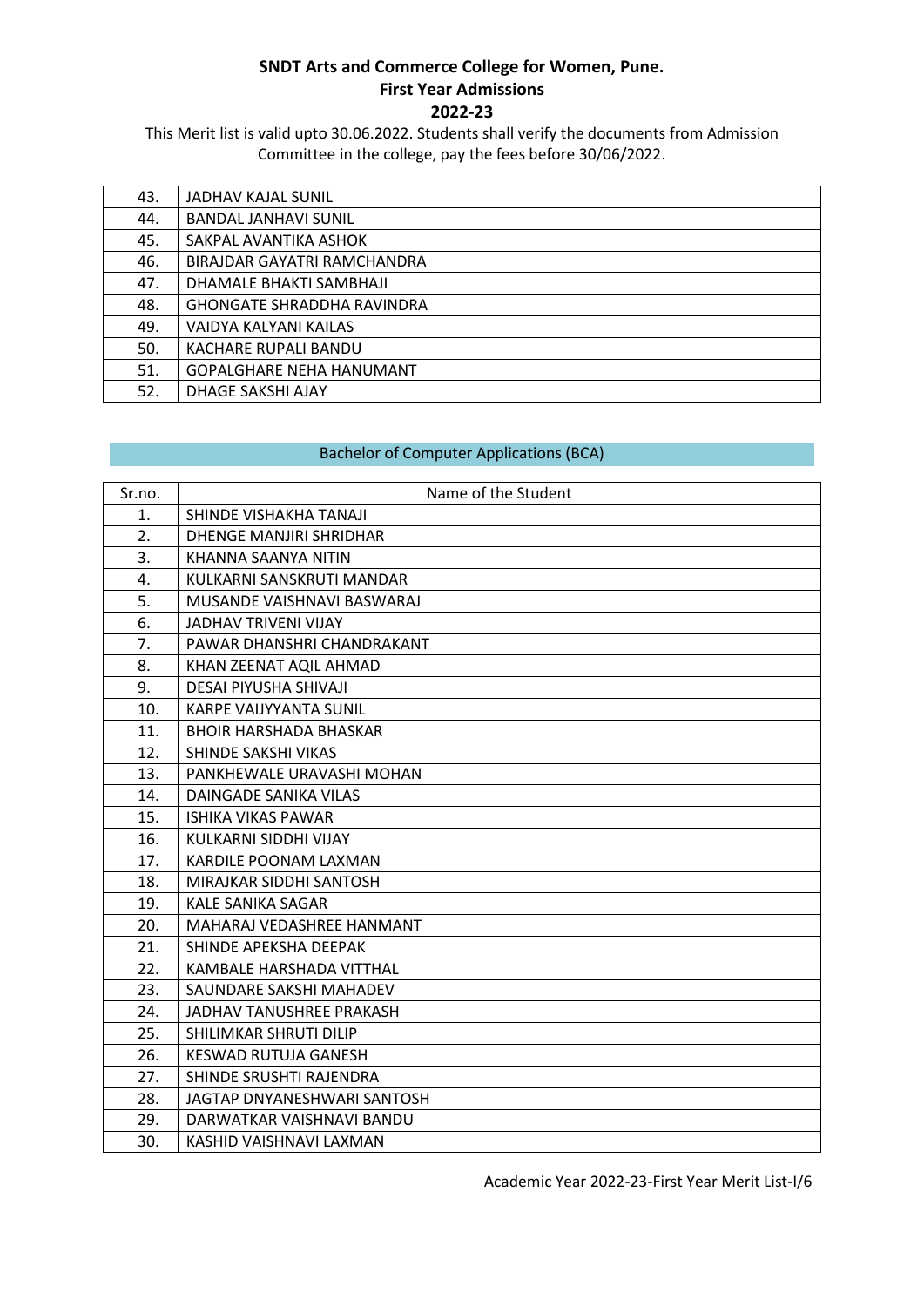**SNDT Arts and Commerce College for Women, Pune.**
**First Year Admissions**
**2022-23**

This Merit list is valid upto 30.06.2022. Students shall verify the documents from Admission Committee in the college, pay the fees before 30/06/2022.

| | |
|---|---|
| 43. | JADHAV KAJAL SUNIL |
| 44. | BANDAL JANHAVI SUNIL |
| 45. | SAKPAL AVANTIKA ASHOK |
| 46. | BIRAJDAR GAYATRI RAMCHANDRA |
| 47. | DHAMALE BHAKTI SAMBHAJI |
| 48. | GHONGATE SHRADDHA RAVINDRA |
| 49. | VAIDYA KALYANI KAILAS |
| 50. | KACHARE RUPALI BANDU |
| 51. | GOPALGHARE NEHA HANUMANT |
| 52. | DHAGE SAKSHI AJAY |

## Bachelor of Computer Applications (BCA)

| Sr.no. | Name of the Student |
|---|---|
| 1. | SHINDE VISHAKHA TANAJI |
| 2. | DHENGE MANJIRI SHRIDHAR |
| 3. | KHANNA SAANYA NITIN |
| 4. | KULKARNI SANSKRUTI MANDAR |
| 5. | MUSANDE VAISHNAVI BASWARAJ |
| 6. | JADHAV TRIVENI VIJAY |
| 7. | PAWAR DHANSHRI CHANDRAKANT |
| 8. | KHAN ZEENAT AQIL AHMAD |
| 9. | DESAI PIYUSHA SHIVAJI |
| 10. | KARPE VAIJYYANTA SUNIL |
| 11. | BHOIR HARSHADA BHASKAR |
| 12. | SHINDE SAKSHI VIKAS |
| 13. | PANKHEWALE URAVASHI MOHAN |
| 14. | DAINGADE SANIKA VILAS |
| 15. | ISHIKA VIKAS PAWAR |
| 16. | KULKARNI SIDDHI VIJAY |
| 17. | KARDILE POONAM LAXMAN |
| 18. | MIRAJKAR SIDDHI SANTOSH |
| 19. | KALE SANIKA SAGAR |
| 20. | MAHARAJ VEDASHREE HANMANT |
| 21. | SHINDE APEKSHA DEEPAK |
| 22. | KAMBALE HARSHADA VITTHAL |
| 23. | SAUNDARE SAKSHI MAHADEV |
| 24. | JADHAV TANUSHREE PRAKASH |
| 25. | SHILIMKAR SHRUTI DILIP |
| 26. | KESWAD RUTUJA GANESH |
| 27. | SHINDE SRUSHTI RAJENDRA |
| 28. | JAGTAP DNYANESHWARI SANTOSH |
| 29. | DARWATKAR VAISHNAVI BANDU |
| 30. | KASHID VAISHNAVI LAXMAN |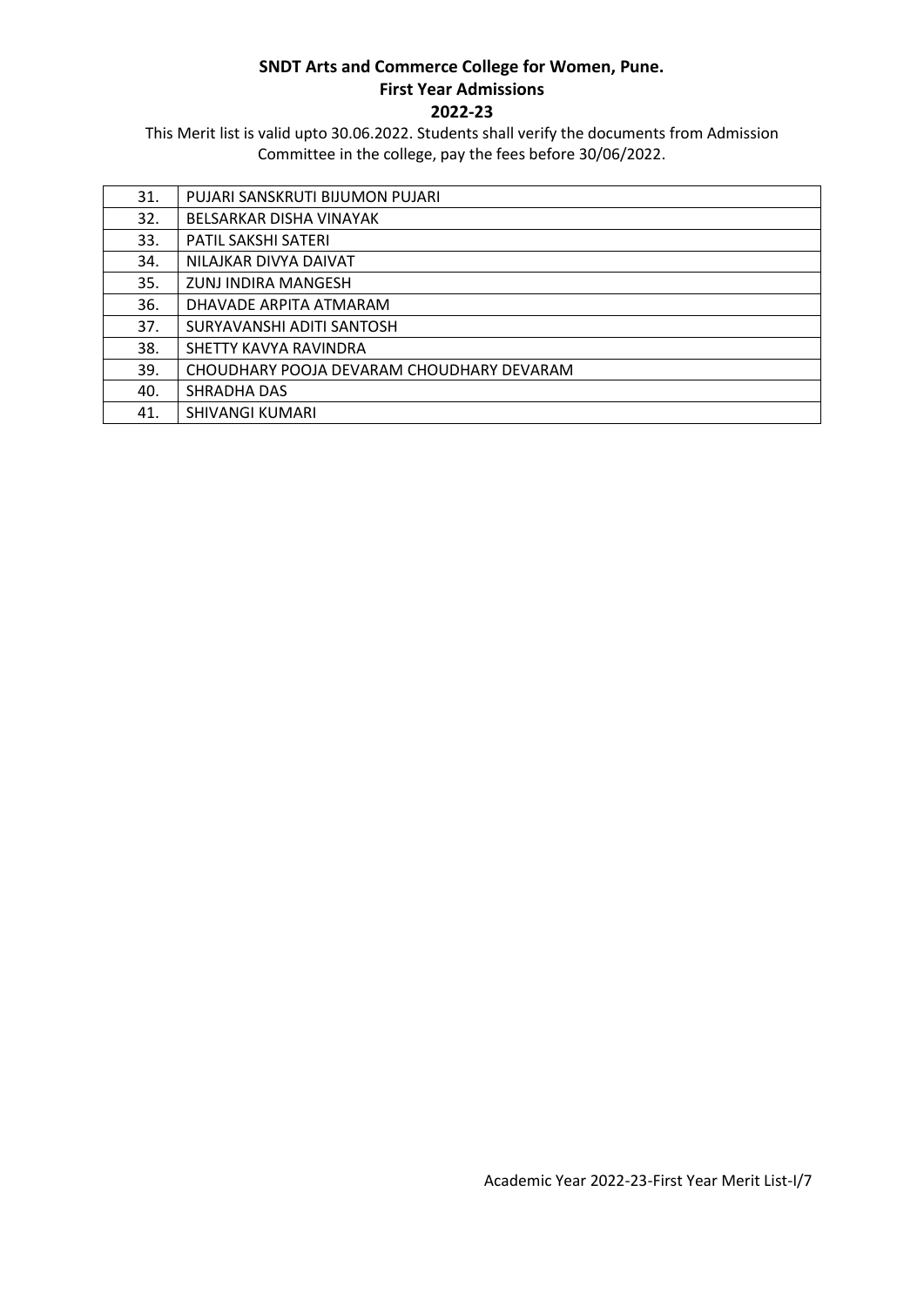**SNDT Arts and Commerce College for Women, Pune.**
**First Year Admissions**
**2022-23**

This Merit list is valid upto 30.06.2022. Students shall verify the documents from Admission Committee in the college, pay the fees before 30/06/2022.

| | |
|---|---|
| 31. | PUJARI SANSKRUTI BIJUMON PUJARI |
| 32. | BELSARKAR DISHA VINAYAK |
| 33. | PATIL SAKSHI SATERI |
| 34. | NILAJKAR DIVYA DAIVAT |
| 35. | ZUNJ INDIRA MANGESH |
| 36. | DHAVADE ARPITA ATMARAM |
| 37. | SURYAVANSHI ADITI SANTOSH |
| 38. | SHETTY KAVYA RAVINDRA |
| 39. | CHOUDHARY POOJA DEVARAM CHOUDHARY DEVARAM |
| 40. | SHRADHA DAS |
| 41. | SHIVANGI KUMARI |